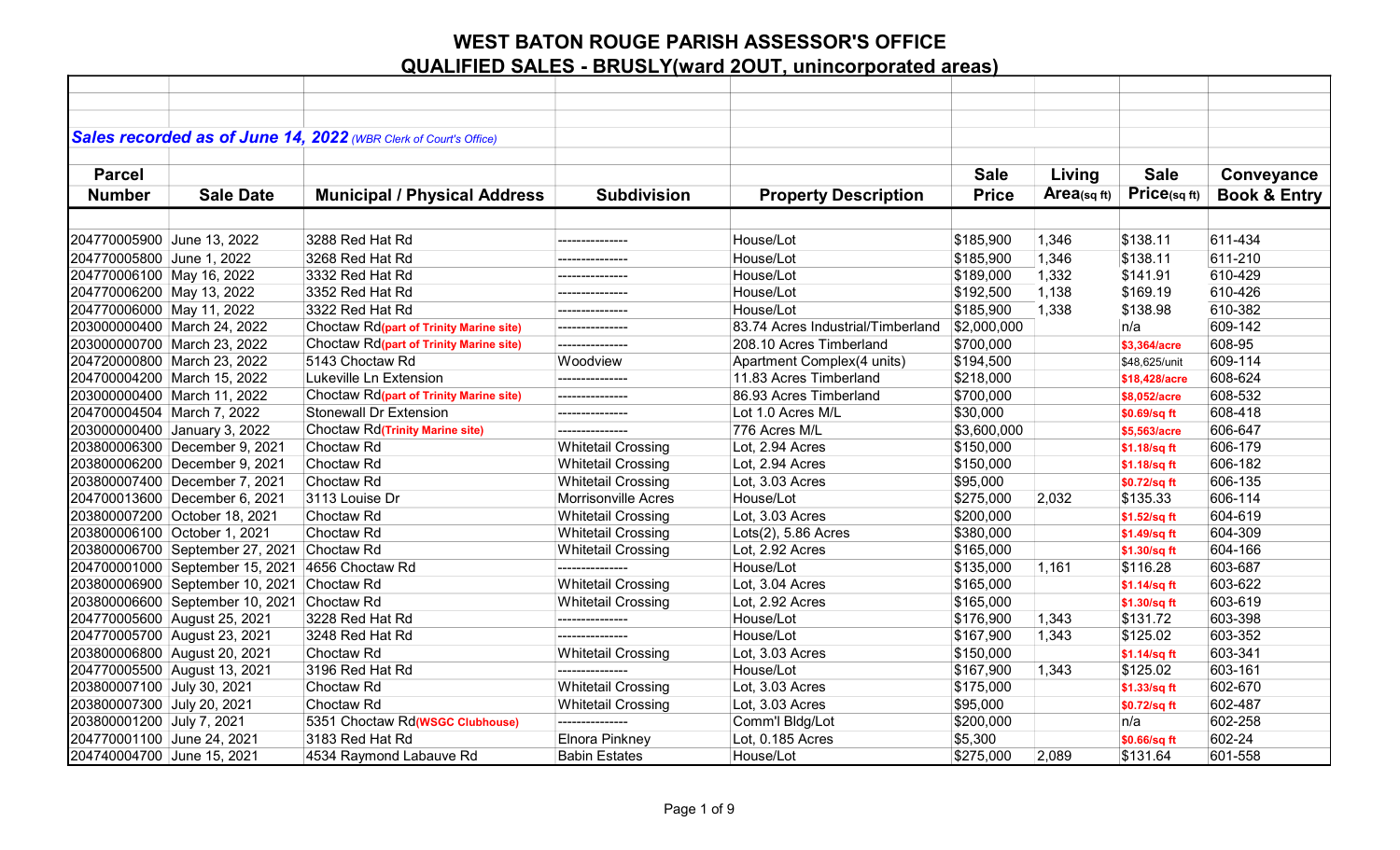# WEST BATON ROUGE PARISH ASSESSOR'S OFFICE

## QUALIFIED SALES - BRUSLY(ward 2OUT, unincorporated areas)

***Sales recorded as of June 14, 2022*** *(WBR Clerk of Court's Office)*

| Parcel Number | Sale Date | Municipal / Physical Address | Subdivision | Property Description | Sale Price | Living Area(sq ft) | Sale Price(sq ft) | Conveyance Book & Entry |
|---|---|---|---|---|---|---|---|---|
| 204770005900 | June 13, 2022 | 3288 Red Hat Rd | --------------- | House/Lot | $185,900 | 1,346 | $138.11 | 611-434 |
| 204770005800 | June 1, 2022 | 3268 Red Hat Rd | --------------- | House/Lot | $185,900 | 1,346 | $138.11 | 611-210 |
| 204770006100 | May 16, 2022 | 3332 Red Hat Rd | --------------- | House/Lot | $189,000 | 1,332 | $141.91 | 610-429 |
| 204770006200 | May 13, 2022 | 3352 Red Hat Rd | --------------- | House/Lot | $192,500 | 1,138 | $169.19 | 610-426 |
| 204770006000 | May 11, 2022 | 3322 Red Hat Rd | --------------- | House/Lot | $185,900 | 1,338 | $138.98 | 610-382 |
| 203000000400 | March 24, 2022 | Choctaw Rd**(part of Trinity Marine site)** | --------------- | 83.74 Acres Industrial/Timberland | $2,000,000 | | n/a | 609-142 |
| 203000000700 | March 23, 2022 | Choctaw Rd**(part of Trinity Marine site)** | --------------- | 208.10 Acres Timberland | $700,000 | | **$3,364/acre** | 608-95 |
| 204720000800 | March 23, 2022 | 5143 Choctaw Rd | Woodview | Apartment Complex(4 units) | $194,500 | | $48,625/unit | 609-114 |
| 204700004200 | March 15, 2022 | Lukeville Ln Extension | --------------- | 11.83 Acres Timberland | $218,000 | | **$18,428/acre** | 608-624 |
| 203000000400 | March 11, 2022 | Choctaw Rd**(part of Trinity Marine site)** | --------------- | 86.93 Acres Timberland | $700,000 | | **$8,052/acre** | 608-532 |
| 204700004504 | March 7, 2022 | Stonewall Dr Extension | --------------- | Lot 1.0 Acres M/L | $30,000 | | **$0.69/sq ft** | 608-418 |
| 203000000400 | January 3, 2022 | Choctaw Rd**(Trinity Marine site)** | --------------- | 776 Acres M/L | $3,600,000 | | **$5,563/acre** | 606-647 |
| 203800006300 | December 9, 2021 | Choctaw Rd | Whitetail Crossing | Lot, 2.94 Acres | $150,000 | | **$1.18/sq ft** | 606-179 |
| 203800006200 | December 9, 2021 | Choctaw Rd | Whitetail Crossing | Lot, 2.94 Acres | $150,000 | | **$1.18/sq ft** | 606-182 |
| 203800007400 | December 7, 2021 | Choctaw Rd | Whitetail Crossing | Lot, 3.03 Acres | $95,000 | | **$0.72/sq ft** | 606-135 |
| 204700013600 | December 6, 2021 | 3113 Louise Dr | Morrisonville Acres | House/Lot | $275,000 | 2,032 | $135.33 | 606-114 |
| 203800007200 | October 18, 2021 | Choctaw Rd | Whitetail Crossing | Lot, 3.03 Acres | $200,000 | | **$1.52/sq ft** | 604-619 |
| 203800006100 | October 1, 2021 | Choctaw Rd | Whitetail Crossing | Lots(2), 5.86 Acres | $380,000 | | **$1.49/sq ft** | 604-309 |
| 203800006700 | September 27, 2021 | Choctaw Rd | Whitetail Crossing | Lot, 2.92 Acres | $165,000 | | **$1.30/sq ft** | 604-166 |
| 204700001000 | September 15, 2021 | 4656 Choctaw Rd | --------------- | House/Lot | $135,000 | 1,161 | $116.28 | 603-687 |
| 203800006900 | September 10, 2021 | Choctaw Rd | Whitetail Crossing | Lot, 3.04 Acres | $165,000 | | **$1.14/sq ft** | 603-622 |
| 203800006600 | September 10, 2021 | Choctaw Rd | Whitetail Crossing | Lot, 2.92 Acres | $165,000 | | **$1.30/sq ft** | 603-619 |
| 204770005600 | August 25, 2021 | 3228 Red Hat Rd | --------------- | House/Lot | $176,900 | 1,343 | $131.72 | 603-398 |
| 204770005700 | August 23, 2021 | 3248 Red Hat Rd | --------------- | House/Lot | $167,900 | 1,343 | $125.02 | 603-352 |
| 203800006800 | August 20, 2021 | Choctaw Rd | Whitetail Crossing | Lot, 3.03 Acres | $150,000 | | **$1.14/sq ft** | 603-341 |
| 204770005500 | August 13, 2021 | 3196 Red Hat Rd | --------------- | House/Lot | $167,900 | 1,343 | $125.02 | 603-161 |
| 203800007100 | July 30, 2021 | Choctaw Rd | Whitetail Crossing | Lot, 3.03 Acres | $175,000 | | **$1.33/sq ft** | 602-670 |
| 203800007300 | July 20, 2021 | Choctaw Rd | Whitetail Crossing | Lot, 3.03 Acres | $95,000 | | **$0.72/sq ft** | 602-487 |
| 203800001200 | July 7, 2021 | 5351 Choctaw Rd**(WSGC Clubhouse)** | --------------- | Comm'l Bldg/Lot | $200,000 | | n/a | 602-258 |
| 204770001100 | June 24, 2021 | 3183 Red Hat Rd | Elnora Pinkney | Lot, 0.185 Acres | $5,300 | | **$0.66/sq ft** | 602-24 |
| 204740004700 | June 15, 2021 | 4534 Raymond Labauve Rd | Babin Estates | House/Lot | $275,000 | 2,089 | $131.64 | 601-558 |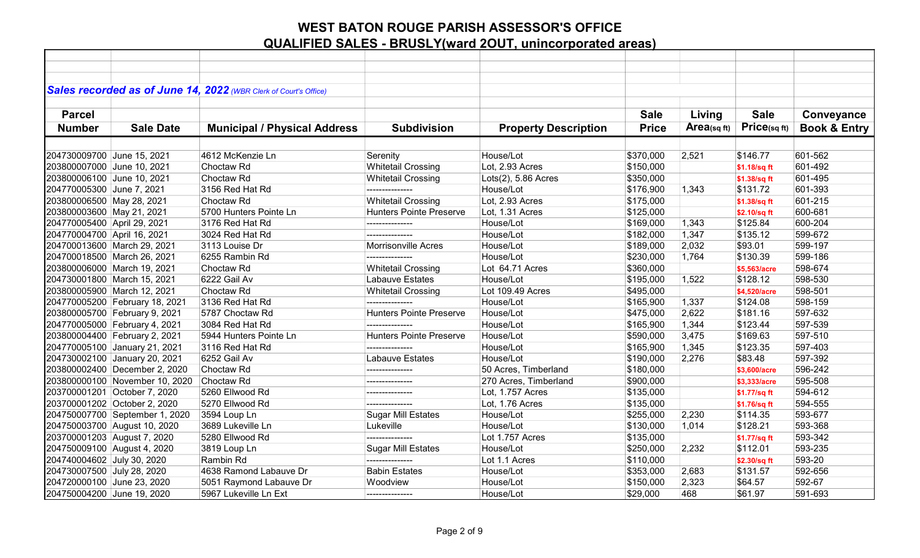# WEST BATON ROUGE PARISH ASSESSOR'S OFFICE

## QUALIFIED SALES - BRUSLY(ward 2OUT, unincorporated areas)

***Sales recorded as of June 14, 2022*** *(WBR Clerk of Court's Office)*

| Parcel Number | Sale Date | Municipal / Physical Address | Subdivision | Property Description | Sale Price | Living Area(sq ft) | Sale Price(sq ft) | Conveyance Book & Entry |
|---|---|---|---|---|---|---|---|---|
| 204730009700 | June 15, 2021 | 4612 McKenzie Ln | Serenity | House/Lot | $370,000 | 2,521 | $146.77 | 601-562 |
| 203800007000 | June 10, 2021 | Choctaw Rd | Whitetail Crossing | Lot, 2.93 Acres | $150,000 | | $1.18/sq ft | 601-492 |
| 203800006100 | June 10, 2021 | Choctaw Rd | Whitetail Crossing | Lots(2), 5.86 Acres | $350,000 | | $1.38/sq ft | 601-495 |
| 204770005300 | June 7, 2021 | 3156 Red Hat Rd | --------------- | House/Lot | $176,900 | 1,343 | $131.72 | 601-393 |
| 203800006500 | May 28, 2021 | Choctaw Rd | Whitetail Crossing | Lot, 2.93 Acres | $175,000 | | $1.38/sq ft | 601-215 |
| 203800003600 | May 21, 2021 | 5700 Hunters Pointe Ln | Hunters Pointe Preserve | Lot, 1.31 Acres | $125,000 | | $2.10/sq ft | 600-681 |
| 204770005400 | April 29, 2021 | 3176 Red Hat Rd | --------------- | House/Lot | $169,000 | 1,343 | $125.84 | 600-204 |
| 204770004700 | April 16, 2021 | 3024 Red Hat Rd | --------------- | House/Lot | $182,000 | 1,347 | $135.12 | 599-672 |
| 204700013600 | March 29, 2021 | 3113 Louise Dr | Morrisonville Acres | House/Lot | $189,000 | 2,032 | $93.01 | 599-197 |
| 204700018500 | March 26, 2021 | 6255 Rambin Rd | --------------- | House/Lot | $230,000 | 1,764 | $130.39 | 599-186 |
| 203800006000 | March 19, 2021 | Choctaw Rd | Whitetail Crossing | Lot 64.71 Acres | $360,000 | | $5,563/acre | 598-674 |
| 204730001800 | March 15, 2021 | 6222 Gail Av | Labauve Estates | House/Lot | $195,000 | 1,522 | $128.12 | 598-530 |
| 203800005900 | March 12, 2021 | Choctaw Rd | Whitetail Crossing | Lot 109.49 Acres | $495,000 | | $4,520/acre | 598-501 |
| 204770005200 | February 18, 2021 | 3136 Red Hat Rd | --------------- | House/Lot | $165,900 | 1,337 | $124.08 | 598-159 |
| 203800005700 | February 9, 2021 | 5787 Choctaw Rd | Hunters Pointe Preserve | House/Lot | $475,000 | 2,622 | $181.16 | 597-632 |
| 204770005000 | February 4, 2021 | 3084 Red Hat Rd | --------------- | House/Lot | $165,900 | 1,344 | $123.44 | 597-539 |
| 203800004400 | February 2, 2021 | 5944 Hunters Pointe Ln | Hunters Pointe Preserve | House/Lot | $590,000 | 3,475 | $169.63 | 597-510 |
| 204770005100 | January 21, 2021 | 3116 Red Hat Rd | --------------- | House/Lot | $165,900 | 1,345 | $123.35 | 597-403 |
| 204730002100 | January 20, 2021 | 6252 Gail Av | Labauve Estates | House/Lot | $190,000 | 2,276 | $83.48 | 597-392 |
| 203800002400 | December 2, 2020 | Choctaw Rd | --------------- | 50 Acres, Timberland | $180,000 | | $3,600/acre | 596-242 |
| 203800000100 | November 10, 2020 | Choctaw Rd | --------------- | 270 Acres, Timberland | $900,000 | | $3,333/acre | 595-508 |
| 203700001201 | October 7, 2020 | 5260 Ellwood Rd | --------------- | Lot, 1.757 Acres | $135,000 | | $1.77/sq ft | 594-612 |
| 203700001202 | October 2, 2020 | 5270 Ellwood Rd | --------------- | Lot, 1.76 Acres | $135,000 | | $1.76/sq ft | 594-555 |
| 204750007700 | September 1, 2020 | 3594 Loup Ln | Sugar Mill Estates | House/Lot | $255,000 | 2,230 | $114.35 | 593-677 |
| 204750003700 | August 10, 2020 | 3689 Lukeville Ln | Lukeville | House/Lot | $130,000 | 1,014 | $128.21 | 593-368 |
| 203700001203 | August 7, 2020 | 5280 Ellwood Rd | --------------- | Lot 1.757 Acres | $135,000 | | $1.77/sq ft | 593-342 |
| 204750009100 | August 4, 2020 | 3819 Loup Ln | Sugar Mill Estates | House/Lot | $250,000 | 2,232 | $112.01 | 593-235 |
| 204740004602 | July 30, 2020 | Rambin Rd | --------------- | Lot 1.1 Acres | $110,000 | | $2.30/sq ft | 593-20 |
| 204730007500 | July 28, 2020 | 4638 Ramond Labauve Dr | Babin Estates | House/Lot | $353,000 | 2,683 | $131.57 | 592-656 |
| 204720000100 | June 23, 2020 | 5051 Raymond Labauve Dr | Woodview | House/Lot | $150,000 | 2,323 | $64.57 | 592-67 |
| 204750004200 | June 19, 2020 | 5967 Lukeville Ln Ext | --------------- | House/Lot | $29,000 | 468 | $61.97 | 591-693 |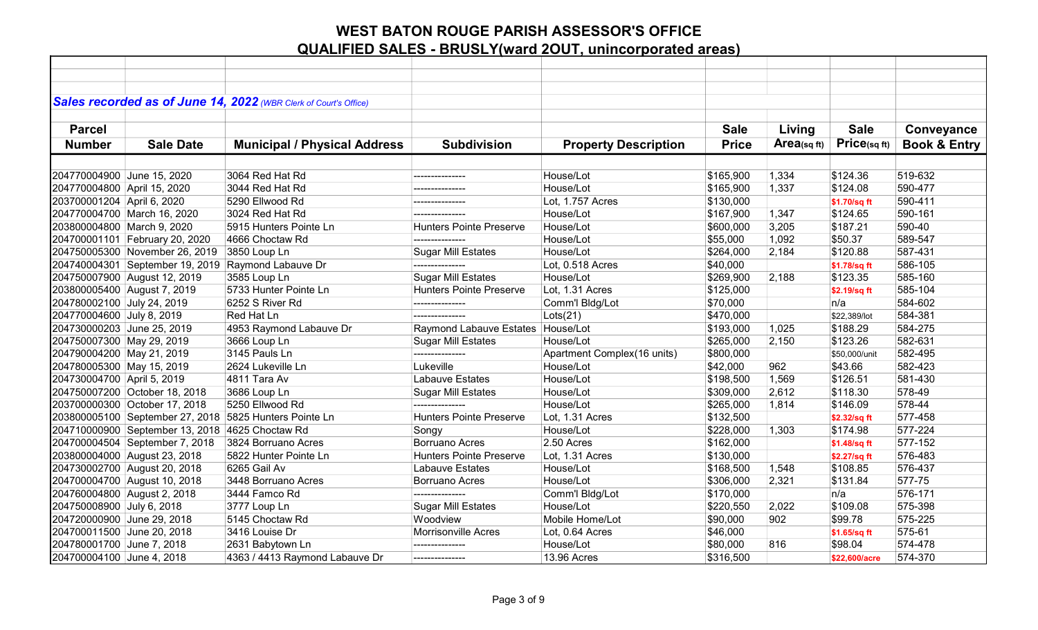# WEST BATON ROUGE PARISH ASSESSOR'S OFFICE
## QUALIFIED SALES - BRUSLY(ward 2OUT, unincorporated areas)

***Sales recorded as of June 14, 2022** (WBR Clerk of Court's Office)*

| Parcel Number | Sale Date | Municipal / Physical Address | Subdivision | Property Description | Sale Price | Living Area(sq ft) | Sale Price(sq ft) | Conveyance Book & Entry |
|---|---|---|---|---|---|---|---|---|
| 204770004900 | June 15, 2020 | 3064 Red Hat Rd | --------------- | House/Lot | $165,900 | 1,334 | $124.36 | 519-632 |
| 204770004800 | April 15, 2020 | 3044 Red Hat Rd | --------------- | House/Lot | $165,900 | 1,337 | $124.08 | 590-477 |
| 203700001204 | April 6, 2020 | 5290 Ellwood Rd | --------------- | Lot, 1.757 Acres | $130,000 | | $1.70/sq ft | 590-411 |
| 204770004700 | March 16, 2020 | 3024 Red Hat Rd | --------------- | House/Lot | $167,900 | 1,347 | $124.65 | 590-161 |
| 203800004800 | March 9, 2020 | 5915 Hunters Pointe Ln | Hunters Pointe Preserve | House/Lot | $600,000 | 3,205 | $187.21 | 590-40 |
| 204700001101 | February 20, 2020 | 4666 Choctaw Rd | --------------- | House/Lot | $55,000 | 1,092 | $50.37 | 589-547 |
| 204750005300 | November 26, 2019 | 3850 Loup Ln | Sugar Mill Estates | House/Lot | $264,000 | 2,184 | $120.88 | 587-431 |
| 204740004301 | September 19, 2019 | Raymond Labauve Dr | --------------- | Lot, 0.518 Acres | $40,000 | | $1.78/sq ft | 586-105 |
| 204750007900 | August 12, 2019 | 3585 Loup Ln | Sugar Mill Estates | House/Lot | $269,900 | 2,188 | $123.35 | 585-160 |
| 203800005400 | August 7, 2019 | 5733 Hunter Pointe Ln | Hunters Pointe Preserve | Lot, 1.31 Acres | $125,000 | | $2.19/sq ft | 585-104 |
| 204780002100 | July 24, 2019 | 6252 S River Rd | --------------- | Comm'l Bldg/Lot | $70,000 | | n/a | 584-602 |
| 204770004600 | July 8, 2019 | Red Hat Ln | --------------- | Lots(21) | $470,000 | | $22,389/lot | 584-381 |
| 204730000203 | June 25, 2019 | 4953 Raymond Labauve Dr | Raymond Labauve Estates | House/Lot | $193,000 | 1,025 | $188.29 | 584-275 |
| 204750007300 | May 29, 2019 | 3666 Loup Ln | Sugar Mill Estates | House/Lot | $265,000 | 2,150 | $123.26 | 582-631 |
| 204790004200 | May 21, 2019 | 3145 Pauls Ln | --------------- | Apartment Complex(16 units) | $800,000 | | $50,000/unit | 582-495 |
| 204780005300 | May 15, 2019 | 2624 Lukeville Ln | Lukeville | House/Lot | $42,000 | 962 | $43.66 | 582-423 |
| 204730004700 | April 5, 2019 | 4811 Tara Av | Labauve Estates | House/Lot | $198,500 | 1,569 | $126.51 | 581-430 |
| 204750007200 | October 18, 2018 | 3686 Loup Ln | Sugar Mill Estates | House/Lot | $309,000 | 2,612 | $118.30 | 578-49 |
| 203700000300 | October 17, 2018 | 5250 Ellwood Rd | --------------- | House/Lot | $265,000 | 1,814 | $146.09 | 578-44 |
| 203800005100 | September 27, 2018 | 5825 Hunters Pointe Ln | Hunters Pointe Preserve | Lot, 1.31 Acres | $132,500 | | $2.32/sq ft | 577-458 |
| 204710000900 | September 13, 2018 | 4625 Choctaw Rd | Songy | House/Lot | $228,000 | 1,303 | $174.98 | 577-224 |
| 204700004504 | September 7, 2018 | 3824 Borruano Acres | Borruano Acres | 2.50 Acres | $162,000 | | $1.48/sq ft | 577-152 |
| 203800004000 | August 23, 2018 | 5822 Hunter Pointe Ln | Hunters Pointe Preserve | Lot, 1.31 Acres | $130,000 | | $2.27/sq ft | 576-483 |
| 204730002700 | August 20, 2018 | 6265 Gail Av | Labauve Estates | House/Lot | $168,500 | 1,548 | $108.85 | 576-437 |
| 204700004700 | August 10, 2018 | 3448 Borruano Acres | Borruano Acres | House/Lot | $306,000 | 2,321 | $131.84 | 577-75 |
| 204760004800 | August 2, 2018 | 3444 Famco Rd | --------------- | Comm'l Bldg/Lot | $170,000 | | n/a | 576-171 |
| 204750008900 | July 6, 2018 | 3777 Loup Ln | Sugar Mill Estates | House/Lot | $220,550 | 2,022 | $109.08 | 575-398 |
| 204720000900 | June 29, 2018 | 5145 Choctaw Rd | Woodview | Mobile Home/Lot | $90,000 | 902 | $99.78 | 575-225 |
| 204700011500 | June 20, 2018 | 3416 Louise Dr | Morrisonville Acres | Lot, 0.64 Acres | $46,000 | | $1.65/sq ft | 575-61 |
| 204780001700 | June 7, 2018 | 2631 Babytown Ln | --------------- | House/Lot | $80,000 | 816 | $98.04 | 574-478 |
| 204700004100 | June 4, 2018 | 4363 / 4413 Raymond Labauve Dr | --------------- | 13.96 Acres | $316,500 | | $22,600/acre | 574-370 |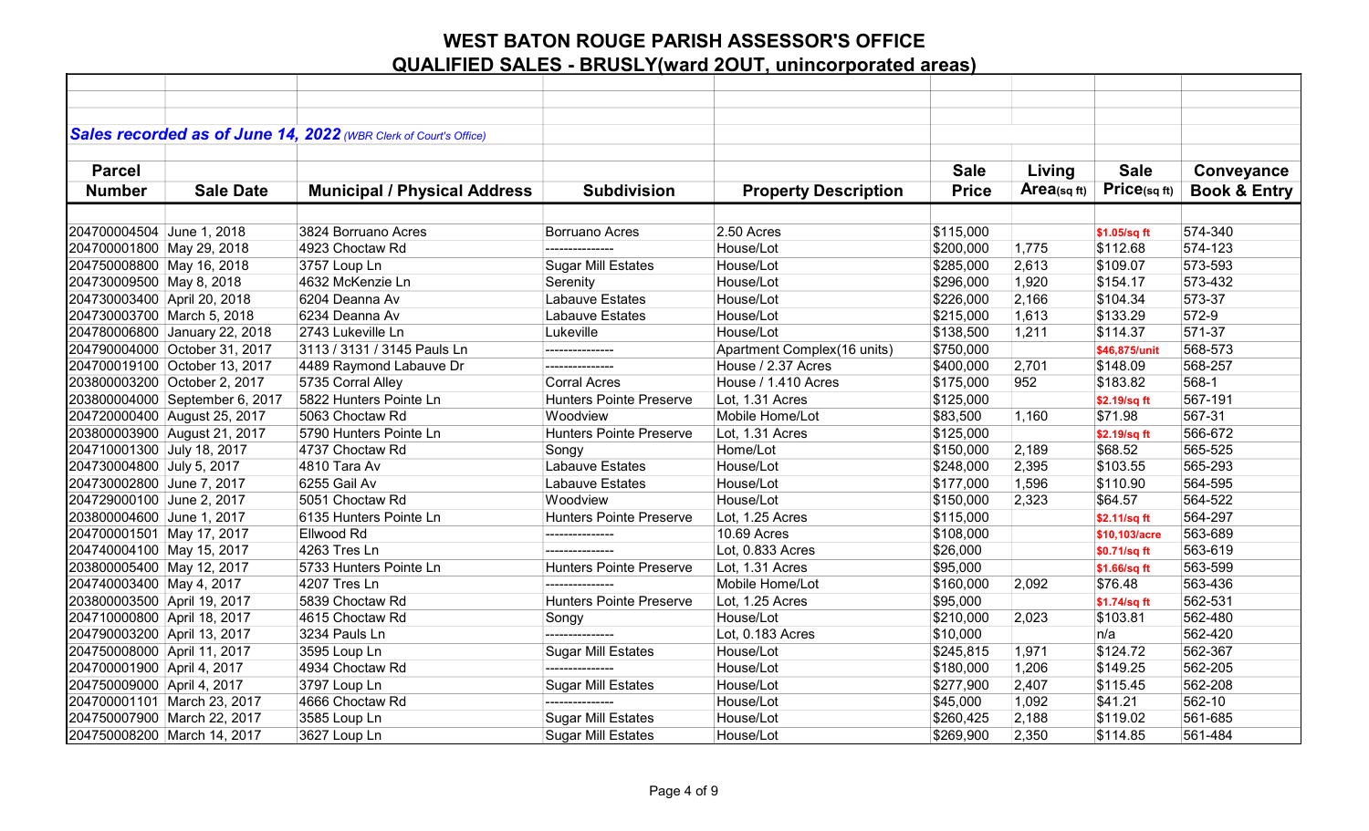# WEST BATON ROUGE PARISH ASSESSOR'S OFFICE

## QUALIFIED SALES - BRUSLY(ward 2OUT, unincorporated areas)

***Sales recorded as of June 14, 2022** (WBR Clerk of Court's Office)*

| Parcel Number | Sale Date | Municipal / Physical Address | Subdivision | Property Description | Sale Price | Living Area(sq ft) | Sale Price(sq ft) | Conveyance Book & Entry |
|---|---|---|---|---|---|---|---|---|
| 204700004504 | June 1, 2018 | 3824 Borruano Acres | Borruano Acres | 2.50 Acres | $115,000 | | $1.05/sq ft | 574-340 |
| 204700001800 | May 29, 2018 | 4923 Choctaw Rd | --------------- | House/Lot | $200,000 | 1,775 | $112.68 | 574-123 |
| 204750008800 | May 16, 2018 | 3757 Loup Ln | Sugar Mill Estates | House/Lot | $285,000 | 2,613 | $109.07 | 573-593 |
| 204730009500 | May 8, 2018 | 4632 McKenzie Ln | Serenity | House/Lot | $296,000 | 1,920 | $154.17 | 573-432 |
| 204730003400 | April 20, 2018 | 6204 Deanna Av | Labauve Estates | House/Lot | $226,000 | 2,166 | $104.34 | 573-37 |
| 204730003700 | March 5, 2018 | 6234 Deanna Av | Labauve Estates | House/Lot | $215,000 | 1,613 | $133.29 | 572-9 |
| 204780006800 | January 22, 2018 | 2743 Lukeville Ln | Lukeville | House/Lot | $138,500 | 1,211 | $114.37 | 571-37 |
| 204790004000 | October 31, 2017 | 3113 / 3131 / 3145 Pauls Ln | --------------- | Apartment Complex(16 units) | $750,000 | | $46,875/unit | 568-573 |
| 204700019100 | October 13, 2017 | 4489 Raymond Labauve Dr | --------------- | House / 2.37 Acres | $400,000 | 2,701 | $148.09 | 568-257 |
| 203800003200 | October 2, 2017 | 5735 Corral Alley | Corral Acres | House / 1.410 Acres | $175,000 | 952 | $183.82 | 568-1 |
| 203800004000 | September 6, 2017 | 5822 Hunters Pointe Ln | Hunters Pointe Preserve | Lot, 1.31 Acres | $125,000 | | $2.19/sq ft | 567-191 |
| 204720000400 | August 25, 2017 | 5063 Choctaw Rd | Woodview | Mobile Home/Lot | $83,500 | 1,160 | $71.98 | 567-31 |
| 203800003900 | August 21, 2017 | 5790 Hunters Pointe Ln | Hunters Pointe Preserve | Lot, 1.31 Acres | $125,000 | | $2.19/sq ft | 566-672 |
| 204710001300 | July 18, 2017 | 4737 Choctaw Rd | Songy | Home/Lot | $150,000 | 2,189 | $68.52 | 565-525 |
| 204730004800 | July 5, 2017 | 4810 Tara Av | Labauve Estates | House/Lot | $248,000 | 2,395 | $103.55 | 565-293 |
| 204730002800 | June 7, 2017 | 6255 Gail Av | Labauve Estates | House/Lot | $177,000 | 1,596 | $110.90 | 564-595 |
| 204729000100 | June 2, 2017 | 5051 Choctaw Rd | Woodview | House/Lot | $150,000 | 2,323 | $64.57 | 564-522 |
| 203800004600 | June 1, 2017 | 6135 Hunters Pointe Ln | Hunters Pointe Preserve | Lot, 1.25 Acres | $115,000 | | $2.11/sq ft | 564-297 |
| 204700001501 | May 17, 2017 | Ellwood Rd | --------------- | 10.69 Acres | $108,000 | | $10,103/acre | 563-689 |
| 204740004100 | May 15, 2017 | 4263 Tres Ln | --------------- | Lot, 0.833 Acres | $26,000 | | $0.71/sq ft | 563-619 |
| 203800005400 | May 12, 2017 | 5733 Hunters Pointe Ln | Hunters Pointe Preserve | Lot, 1.31 Acres | $95,000 | | $1.66/sq ft | 563-599 |
| 204740003400 | May 4, 2017 | 4207 Tres Ln | --------------- | Mobile Home/Lot | $160,000 | 2,092 | $76.48 | 563-436 |
| 203800003500 | April 19, 2017 | 5839 Choctaw Rd | Hunters Pointe Preserve | Lot, 1.25 Acres | $95,000 | | $1.74/sq ft | 562-531 |
| 204710000800 | April 18, 2017 | 4615 Choctaw Rd | Songy | House/Lot | $210,000 | 2,023 | $103.81 | 562-480 |
| 204790003200 | April 13, 2017 | 3234 Pauls Ln | --------------- | Lot, 0.183 Acres | $10,000 | | n/a | 562-420 |
| 204750008000 | April 11, 2017 | 3595 Loup Ln | Sugar Mill Estates | House/Lot | $245,815 | 1,971 | $124.72 | 562-367 |
| 204700001900 | April 4, 2017 | 4934 Choctaw Rd | --------------- | House/Lot | $180,000 | 1,206 | $149.25 | 562-205 |
| 204750009000 | April 4, 2017 | 3797 Loup Ln | Sugar Mill Estates | House/Lot | $277,900 | 2,407 | $115.45 | 562-208 |
| 204700001101 | March 23, 2017 | 4666 Choctaw Rd | --------------- | House/Lot | $45,000 | 1,092 | $41.21 | 562-10 |
| 204750007900 | March 22, 2017 | 3585 Loup Ln | Sugar Mill Estates | House/Lot | $260,425 | 2,188 | $119.02 | 561-685 |
| 204750008200 | March 14, 2017 | 3627 Loup Ln | Sugar Mill Estates | House/Lot | $269,900 | 2,350 | $114.85 | 561-484 |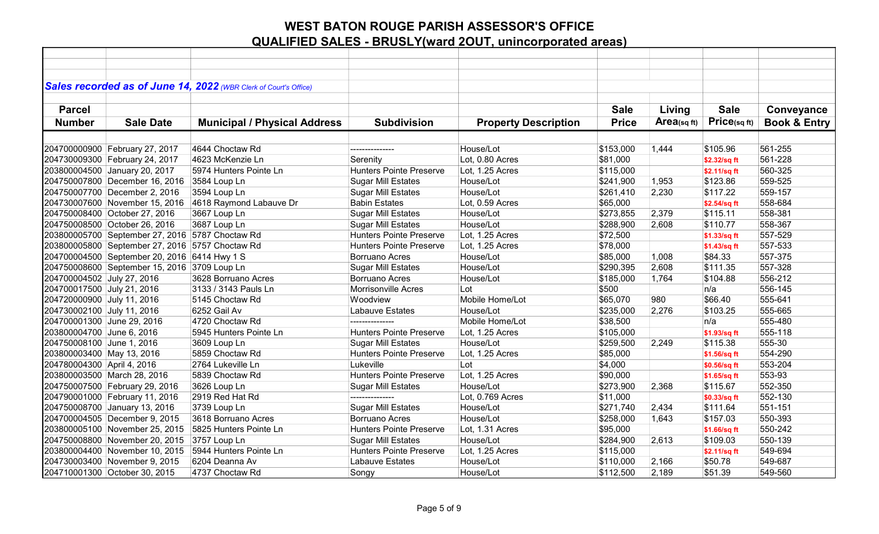# WEST BATON ROUGE PARISH ASSESSOR'S OFFICE

## QUALIFIED SALES - BRUSLY(ward 2OUT, unincorporated areas)

***Sales recorded as of June 14, 2022** (WBR Clerk of Court's Office)*

| Parcel Number | Sale Date | Municipal / Physical Address | Subdivision | Property Description | Sale Price | Living Area(sq ft) | Sale Price(sq ft) | Conveyance Book & Entry |
|---|---|---|---|---|---|---|---|---|
| 204700000900 | February 27, 2017 | 4644 Choctaw Rd | --------------- | House/Lot | $153,000 | 1,444 | $105.96 | 561-255 |
| 204730009300 | February 24, 2017 | 4623 McKenzie Ln | Serenity | Lot, 0.80 Acres | $81,000 | | $2.32/sq ft | 561-228 |
| 203800004500 | January 20, 2017 | 5974 Hunters Pointe Ln | Hunters Pointe Preserve | Lot, 1.25 Acres | $115,000 | | $2.11/sq ft | 560-325 |
| 204750007800 | December 16, 2016 | 3584 Loup Ln | Sugar Mill Estates | House/Lot | $241,900 | 1,953 | $123.86 | 559-525 |
| 204750007700 | December 2, 2016 | 3594 Loup Ln | Sugar Mill Estates | House/Lot | $261,410 | 2,230 | $117.22 | 559-157 |
| 204730007600 | November 15, 2016 | 4618 Raymond Labauve Dr | Babin Estates | Lot, 0.59 Acres | $65,000 | | $2.54/sq ft | 558-684 |
| 204750008400 | October 27, 2016 | 3667 Loup Ln | Sugar Mill Estates | House/Lot | $273,855 | 2,379 | $115.11 | 558-381 |
| 204750008500 | October 26, 2016 | 3687 Loup Ln | Sugar Mill Estates | House/Lot | $288,900 | 2,608 | $110.77 | 558-367 |
| 203800005700 | September 27, 2016 | 5787 Choctaw Rd | Hunters Pointe Preserve | Lot, 1.25 Acres | $72,500 | | $1.33/sq ft | 557-529 |
| 203800005800 | September 27, 2016 | 5757 Choctaw Rd | Hunters Pointe Preserve | Lot, 1.25 Acres | $78,000 | | $1.43/sq ft | 557-533 |
| 204700004500 | September 20, 2016 | 6414 Hwy 1 S | Borruano Acres | House/Lot | $85,000 | 1,008 | $84.33 | 557-375 |
| 204750008600 | September 15, 2016 | 3709 Loup Ln | Sugar Mill Estates | House/Lot | $290,395 | 2,608 | $111.35 | 557-328 |
| 204700004502 | July 27, 2016 | 3628 Borruano Acres | Borruano Acres | House/Lot | $185,000 | 1,764 | $104.88 | 556-212 |
| 204700017500 | July 21, 2016 | 3133 / 3143 Pauls Ln | Morrisonville Acres | Lot | $500 | | n/a | 556-145 |
| 204720000900 | July 11, 2016 | 5145 Choctaw Rd | Woodview | Mobile Home/Lot | $65,070 | 980 | $66.40 | 555-641 |
| 204730002100 | July 11, 2016 | 6252 Gail Av | Labauve Estates | House/Lot | $235,000 | 2,276 | $103.25 | 555-665 |
| 204700001300 | June 29, 2016 | 4720 Choctaw Rd | --------------- | Mobile Home/Lot | $38,500 | | n/a | 555-480 |
| 203800004700 | June 6, 2016 | 5945 Hunters Pointe Ln | Hunters Pointe Preserve | Lot, 1.25 Acres | $105,000 | | $1.93/sq ft | 555-118 |
| 204750008100 | June 1, 2016 | 3609 Loup Ln | Sugar Mill Estates | House/Lot | $259,500 | 2,249 | $115.38 | 555-30 |
| 203800003400 | May 13, 2016 | 5859 Choctaw Rd | Hunters Pointe Preserve | Lot, 1.25 Acres | $85,000 | | $1.56/sq ft | 554-290 |
| 204780004300 | April 4, 2016 | 2764 Lukeville Ln | Lukeville | Lot | $4,000 | | $0.56/sq ft | 553-204 |
| 203800003500 | March 28, 2016 | 5839 Choctaw Rd | Hunters Pointe Preserve | Lot, 1.25 Acres | $90,000 | | $1.65/sq ft | 553-93 |
| 204750007500 | February 29, 2016 | 3626 Loup Ln | Sugar Mill Estates | House/Lot | $273,900 | 2,368 | $115.67 | 552-350 |
| 204790001000 | February 11, 2016 | 2919 Red Hat Rd | --------------- | Lot, 0.769 Acres | $11,000 | | $0.33/sq ft | 552-130 |
| 204750008700 | January 13, 2016 | 3739 Loup Ln | Sugar Mill Estates | House/Lot | $271,740 | 2,434 | $111.64 | 551-151 |
| 204700004505 | December 9, 2015 | 3618 Borruano Acres | Borruano Acres | House/Lot | $258,000 | 1,643 | $157.03 | 550-393 |
| 203800005100 | November 25, 2015 | 5825 Hunters Pointe Ln | Hunters Pointe Preserve | Lot, 1.31 Acres | $95,000 | | $1.66/sq ft | 550-242 |
| 204750008800 | November 20, 2015 | 3757 Loup Ln | Sugar Mill Estates | House/Lot | $284,900 | 2,613 | $109.03 | 550-139 |
| 203800004400 | November 10, 2015 | 5944 Hunters Pointe Ln | Hunters Pointe Preserve | Lot, 1.25 Acres | $115,000 | | $2.11/sq ft | 549-694 |
| 204730003400 | November 9, 2015 | 6204 Deanna Av | Labauve Estates | House/Lot | $110,000 | 2,166 | $50.78 | 549-687 |
| 204710001300 | October 30, 2015 | 4737 Choctaw Rd | Songy | House/Lot | $112,500 | 2,189 | $51.39 | 549-560 |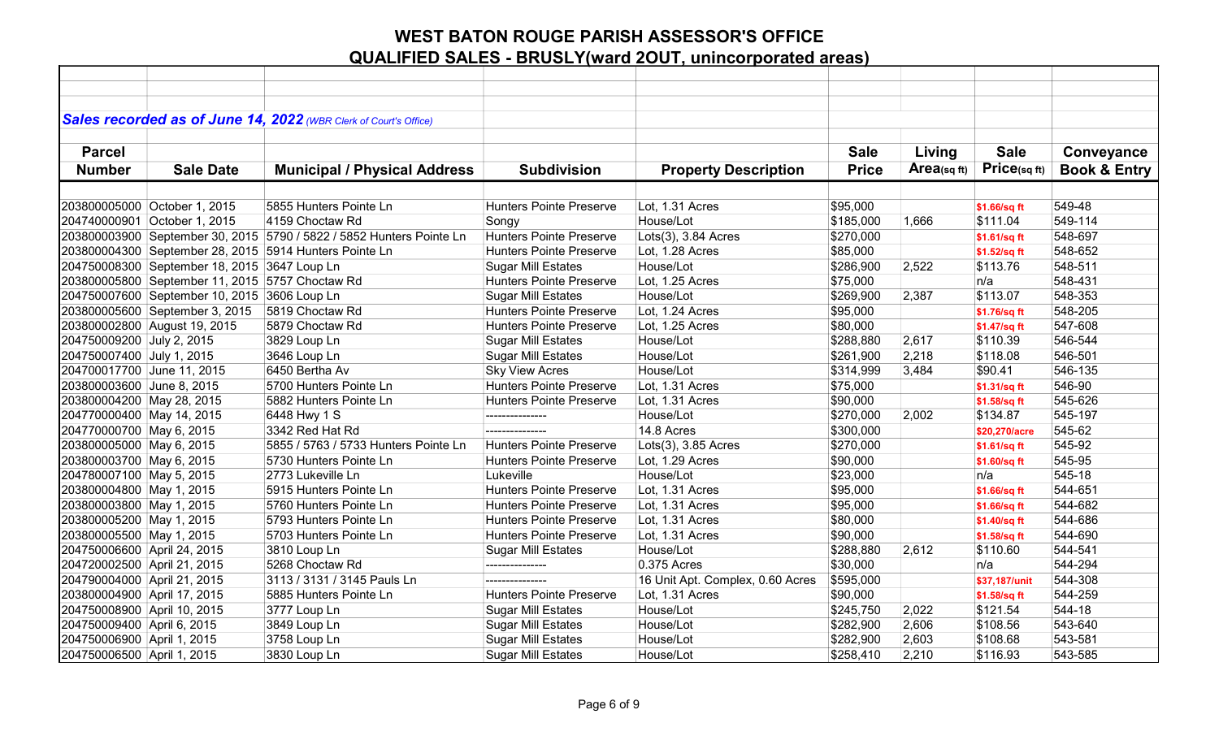# WEST BATON ROUGE PARISH ASSESSOR'S OFFICE

## QUALIFIED SALES - BRUSLY(ward 2OUT, unincorporated areas)

***Sales recorded as of June 14, 2022** (WBR Clerk of Court's Office)*

| Parcel Number | Sale Date | Municipal / Physical Address | Subdivision | Property Description | Sale Price | Living Area(sq ft) | Sale Price(sq ft) | Conveyance Book & Entry |
|---|---|---|---|---|---|---|---|---|
| 203800005000 | October 1, 2015 | 5855 Hunters Pointe Ln | Hunters Pointe Preserve | Lot, 1.31 Acres | $95,000 | | $1.66/sq ft | 549-48 |
| 204740000901 | October 1, 2015 | 4159 Choctaw Rd | Songy | House/Lot | $185,000 | 1,666 | $111.04 | 549-114 |
| 203800003900 | September 30, 2015 | 5790 / 5822 / 5852 Hunters Pointe Ln | Hunters Pointe Preserve | Lots(3), 3.84 Acres | $270,000 | | $1.61/sq ft | 548-697 |
| 203800004300 | September 28, 2015 | 5914 Hunters Pointe Ln | Hunters Pointe Preserve | Lot, 1.28 Acres | $85,000 | | $1.52/sq ft | 548-652 |
| 204750008300 | September 18, 2015 | 3647 Loup Ln | Sugar Mill Estates | House/Lot | $286,900 | 2,522 | $113.76 | 548-511 |
| 203800005800 | September 11, 2015 | 5757 Choctaw Rd | Hunters Pointe Preserve | Lot, 1.25 Acres | $75,000 | | n/a | 548-431 |
| 204750007600 | September 10, 2015 | 3606 Loup Ln | Sugar Mill Estates | House/Lot | $269,900 | 2,387 | $113.07 | 548-353 |
| 203800005600 | September 3, 2015 | 5819 Choctaw Rd | Hunters Pointe Preserve | Lot, 1.24 Acres | $95,000 | | $1.76/sq ft | 548-205 |
| 203800002800 | August 19, 2015 | 5879 Choctaw Rd | Hunters Pointe Preserve | Lot, 1.25 Acres | $80,000 | | $1.47/sq ft | 547-608 |
| 204750009200 | July 2, 2015 | 3829 Loup Ln | Sugar Mill Estates | House/Lot | $288,880 | 2,617 | $110.39 | 546-544 |
| 204750007400 | July 1, 2015 | 3646 Loup Ln | Sugar Mill Estates | House/Lot | $261,900 | 2,218 | $118.08 | 546-501 |
| 204700017700 | June 11, 2015 | 6450 Bertha Av | Sky View Acres | House/Lot | $314,999 | 3,484 | $90.41 | 546-135 |
| 203800003600 | June 8, 2015 | 5700 Hunters Pointe Ln | Hunters Pointe Preserve | Lot, 1.31 Acres | $75,000 | | $1.31/sq ft | 546-90 |
| 203800004200 | May 28, 2015 | 5882 Hunters Pointe Ln | Hunters Pointe Preserve | Lot, 1.31 Acres | $90,000 | | $1.58/sq ft | 545-626 |
| 204770000400 | May 14, 2015 | 6448 Hwy 1 S | --------------- | House/Lot | $270,000 | 2,002 | $134.87 | 545-197 |
| 204770000700 | May 6, 2015 | 3342 Red Hat Rd | --------------- | 14.8 Acres | $300,000 | | $20,270/acre | 545-62 |
| 203800005000 | May 6, 2015 | 5855 / 5763 / 5733 Hunters Pointe Ln | Hunters Pointe Preserve | Lots(3), 3.85 Acres | $270,000 | | $1.61/sq ft | 545-92 |
| 203800003700 | May 6, 2015 | 5730 Hunters Pointe Ln | Hunters Pointe Preserve | Lot, 1.29 Acres | $90,000 | | $1.60/sq ft | 545-95 |
| 204780007100 | May 5, 2015 | 2773 Lukeville Ln | Lukeville | House/Lot | $23,000 | | n/a | 545-18 |
| 203800004800 | May 1, 2015 | 5915 Hunters Pointe Ln | Hunters Pointe Preserve | Lot, 1.31 Acres | $95,000 | | $1.66/sq ft | 544-651 |
| 203800003800 | May 1, 2015 | 5760 Hunters Pointe Ln | Hunters Pointe Preserve | Lot, 1.31 Acres | $95,000 | | $1.66/sq ft | 544-682 |
| 203800005200 | May 1, 2015 | 5793 Hunters Pointe Ln | Hunters Pointe Preserve | Lot, 1.31 Acres | $80,000 | | $1.40/sq ft | 544-686 |
| 203800005500 | May 1, 2015 | 5703 Hunters Pointe Ln | Hunters Pointe Preserve | Lot, 1.31 Acres | $90,000 | | $1.58/sq ft | 544-690 |
| 204750006600 | April 24, 2015 | 3810 Loup Ln | Sugar Mill Estates | House/Lot | $288,880 | 2,612 | $110.60 | 544-541 |
| 204720002500 | April 21, 2015 | 5268 Choctaw Rd | --------------- | 0.375 Acres | $30,000 | | n/a | 544-294 |
| 204790004000 | April 21, 2015 | 3113 / 3131 / 3145 Pauls Ln | --------------- | 16 Unit Apt. Complex, 0.60 Acres | $595,000 | | $37,187/unit | 544-308 |
| 203800004900 | April 17, 2015 | 5885 Hunters Pointe Ln | Hunters Pointe Preserve | Lot, 1.31 Acres | $90,000 | | $1.58/sq ft | 544-259 |
| 204750008900 | April 10, 2015 | 3777 Loup Ln | Sugar Mill Estates | House/Lot | $245,750 | 2,022 | $121.54 | 544-18 |
| 204750009400 | April 6, 2015 | 3849 Loup Ln | Sugar Mill Estates | House/Lot | $282,900 | 2,606 | $108.56 | 543-640 |
| 204750006900 | April 1, 2015 | 3758 Loup Ln | Sugar Mill Estates | House/Lot | $282,900 | 2,603 | $108.68 | 543-581 |
| 204750006500 | April 1, 2015 | 3830 Loup Ln | Sugar Mill Estates | House/Lot | $258,410 | 2,210 | $116.93 | 543-585 |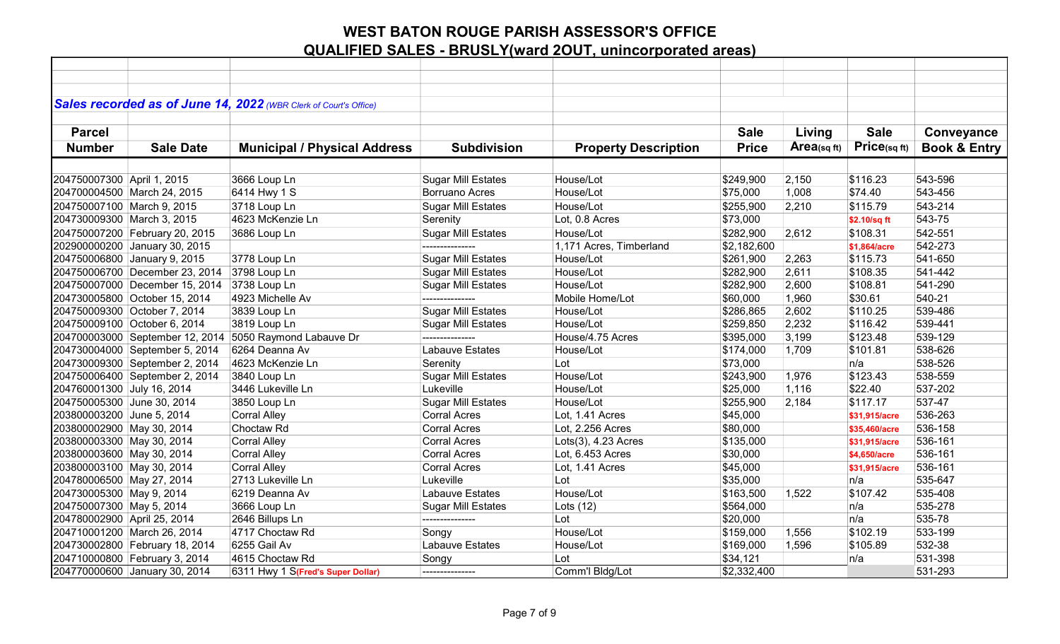# WEST BATON ROUGE PARISH ASSESSOR'S OFFICE
## QUALIFIED SALES - BRUSLY(ward 2OUT, unincorporated areas)

***Sales recorded as of June 14, 2022*** *(WBR Clerk of Court's Office)*

| Parcel Number | Sale Date | Municipal / Physical Address | Subdivision | Property Description | Sale Price | Living Area(sq ft) | Sale Price(sq ft) | Conveyance Book & Entry |
|---|---|---|---|---|---|---|---|---|
| 204750007300 | April 1, 2015 | 3666 Loup Ln | Sugar Mill Estates | House/Lot | $249,900 | 2,150 | $116.23 | 543-596 |
| 204700004500 | March 24, 2015 | 6414 Hwy 1 S | Borruano Acres | House/Lot | $75,000 | 1,008 | $74.40 | 543-456 |
| 204750007100 | March 9, 2015 | 3718 Loup Ln | Sugar Mill Estates | House/Lot | $255,900 | 2,210 | $115.79 | 543-214 |
| 204730009300 | March 3, 2015 | 4623 McKenzie Ln | Serenity | Lot, 0.8 Acres | $73,000 | | $2.10/sq ft | 543-75 |
| 204750007200 | February 20, 2015 | 3686 Loup Ln | Sugar Mill Estates | House/Lot | $282,900 | 2,612 | $108.31 | 542-551 |
| 202900000200 | January 30, 2015 | | --------------- | 1,171 Acres, Timberland | $2,182,600 | | $1,864/acre | 542-273 |
| 204750006800 | January 9, 2015 | 3778 Loup Ln | Sugar Mill Estates | House/Lot | $261,900 | 2,263 | $115.73 | 541-650 |
| 204750006700 | December 23, 2014 | 3798 Loup Ln | Sugar Mill Estates | House/Lot | $282,900 | 2,611 | $108.35 | 541-442 |
| 204750007000 | December 15, 2014 | 3738 Loup Ln | Sugar Mill Estates | House/Lot | $282,900 | 2,600 | $108.81 | 541-290 |
| 204730005800 | October 15, 2014 | 4923 Michelle Av | --------------- | Mobile Home/Lot | $60,000 | 1,960 | $30.61 | 540-21 |
| 204750009300 | October 7, 2014 | 3839 Loup Ln | Sugar Mill Estates | House/Lot | $286,865 | 2,602 | $110.25 | 539-486 |
| 204750009100 | October 6, 2014 | 3819 Loup Ln | Sugar Mill Estates | House/Lot | $259,850 | 2,232 | $116.42 | 539-441 |
| 204700003000 | September 12, 2014 | 5050 Raymond Labauve Dr | --------------- | House/4.75 Acres | $395,000 | 3,199 | $123.48 | 539-129 |
| 204730004000 | September 5, 2014 | 6264 Deanna Av | Labauve Estates | House/Lot | $174,000 | 1,709 | $101.81 | 538-626 |
| 204730009300 | September 2, 2014 | 4623 McKenzie Ln | Serenity | Lot | $73,000 | | n/a | 538-526 |
| 204750006400 | September 2, 2014 | 3840 Loup Ln | Sugar Mill Estates | House/Lot | $243,900 | 1,976 | $123.43 | 538-559 |
| 204760001300 | July 16, 2014 | 3446 Lukeville Ln | Lukeville | House/Lot | $25,000 | 1,116 | $22.40 | 537-202 |
| 204750005300 | June 30, 2014 | 3850 Loup Ln | Sugar Mill Estates | House/Lot | $255,900 | 2,184 | $117.17 | 537-47 |
| 203800003200 | June 5, 2014 | Corral Alley | Corral Acres | Lot, 1.41 Acres | $45,000 | | $31,915/acre | 536-263 |
| 203800002900 | May 30, 2014 | Choctaw Rd | Corral Acres | Lot, 2.256 Acres | $80,000 | | $35,460/acre | 536-158 |
| 203800003300 | May 30, 2014 | Corral Alley | Corral Acres | Lots(3), 4.23 Acres | $135,000 | | $31,915/acre | 536-161 |
| 203800003600 | May 30, 2014 | Corral Alley | Corral Acres | Lot, 6.453 Acres | $30,000 | | $4,650/acre | 536-161 |
| 203800003100 | May 30, 2014 | Corral Alley | Corral Acres | Lot, 1.41 Acres | $45,000 | | $31,915/acre | 536-161 |
| 204780006500 | May 27, 2014 | 2713 Lukeville Ln | Lukeville | Lot | $35,000 | | n/a | 535-647 |
| 204730005300 | May 9, 2014 | 6219 Deanna Av | Labauve Estates | House/Lot | $163,500 | 1,522 | $107.42 | 535-408 |
| 204750007300 | May 5, 2014 | 3666 Loup Ln | Sugar Mill Estates | Lots (12) | $564,000 | | n/a | 535-278 |
| 204780002900 | April 25, 2014 | 2646 Billups Ln | --------------- | Lot | $20,000 | | n/a | 535-78 |
| 204710001200 | March 26, 2014 | 4717 Choctaw Rd | Songy | House/Lot | $159,000 | 1,556 | $102.19 | 533-199 |
| 204730002800 | February 18, 2014 | 6255 Gail Av | Labauve Estates | House/Lot | $169,000 | 1,596 | $105.89 | 532-38 |
| 204710000800 | February 3, 2014 | 4615 Choctaw Rd | Songy | Lot | $34,121 | | n/a | 531-398 |
| 204770000600 | January 30, 2014 | 6311 Hwy 1 S(Fred's Super Dollar) | --------------- | Comm'l Bldg/Lot | $2,332,400 | | | 531-293 |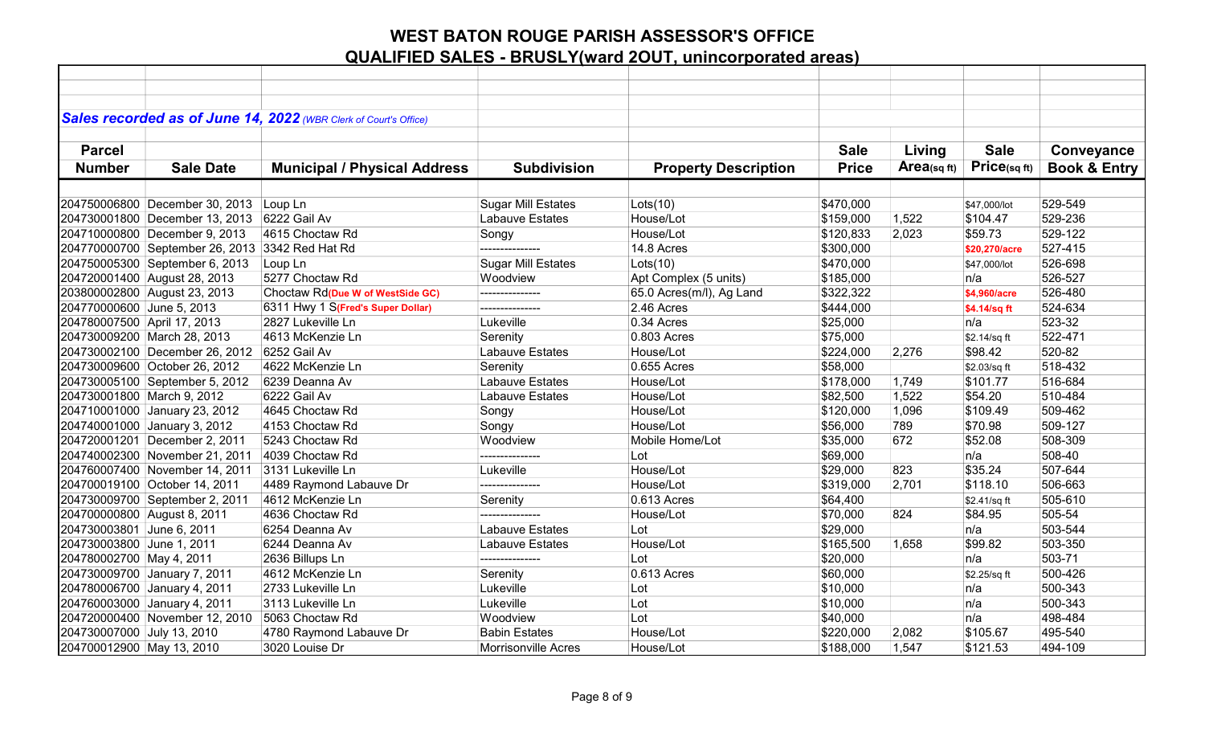# WEST BATON ROUGE PARISH ASSESSOR'S OFFICE

## QUALIFIED SALES - BRUSLY(ward 2OUT, unincorporated areas)

***Sales recorded as of June 14, 2022*** *(WBR Clerk of Court's Office)*

| Parcel Number | Sale Date | Municipal / Physical Address | Subdivision | Property Description | Sale Price | Living Area(sq ft) | Sale Price(sq ft) | Conveyance Book & Entry |
|---|---|---|---|---|---|---|---|---|
| 204750006800 | December 30, 2013 | Loup Ln | Sugar Mill Estates | Lots(10) | $470,000 | | $47,000/lot | 529-549 |
| 204730001800 | December 13, 2013 | 6222 Gail Av | Labauve Estates | House/Lot | $159,000 | 1,522 | $104.47 | 529-236 |
| 204710000800 | December 9, 2013 | 4615 Choctaw Rd | Songy | House/Lot | $120,833 | 2,023 | $59.73 | 529-122 |
| 204770000700 | September 26, 2013 | 3342 Red Hat Rd | --------------- | 14.8 Acres | $300,000 | | $20,270/acre | 527-415 |
| 204750005300 | September 6, 2013 | Loup Ln | Sugar Mill Estates | Lots(10) | $470,000 | | $47,000/lot | 526-698 |
| 204720001400 | August 28, 2013 | 5277 Choctaw Rd | Woodview | Apt Complex (5 units) | $185,000 | | n/a | 526-527 |
| 203800002800 | August 23, 2013 | Choctaw Rd(Due W of WestSide GC) | --------------- | 65.0 Acres(m/l), Ag Land | $322,322 | | $4,960/acre | 526-480 |
| 204770000600 | June 5, 2013 | 6311 Hwy 1 S(Fred's Super Dollar) | --------------- | 2.46 Acres | $444,000 | | $4.14/sq ft | 524-634 |
| 204780007500 | April 17, 2013 | 2827 Lukeville Ln | Lukeville | 0.34 Acres | $25,000 | | n/a | 523-32 |
| 204730009200 | March 28, 2013 | 4613 McKenzie Ln | Serenity | 0.803 Acres | $75,000 | | $2.14/sq ft | 522-471 |
| 204730002100 | December 26, 2012 | 6252 Gail Av | Labauve Estates | House/Lot | $224,000 | 2,276 | $98.42 | 520-82 |
| 204730009600 | October 26, 2012 | 4622 McKenzie Ln | Serenity | 0.655 Acres | $58,000 | | $2.03/sq ft | 518-432 |
| 204730005100 | September 5, 2012 | 6239 Deanna Av | Labauve Estates | House/Lot | $178,000 | 1,749 | $101.77 | 516-684 |
| 204730001800 | March 9, 2012 | 6222 Gail Av | Labauve Estates | House/Lot | $82,500 | 1,522 | $54.20 | 510-484 |
| 204710001000 | January 23, 2012 | 4645 Choctaw Rd | Songy | House/Lot | $120,000 | 1,096 | $109.49 | 509-462 |
| 204740001000 | January 3, 2012 | 4153 Choctaw Rd | Songy | House/Lot | $56,000 | 789 | $70.98 | 509-127 |
| 204720001201 | December 2, 2011 | 5243 Choctaw Rd | Woodview | Mobile Home/Lot | $35,000 | 672 | $52.08 | 508-309 |
| 204740002300 | November 21, 2011 | 4039 Choctaw Rd | --------------- | Lot | $69,000 | | n/a | 508-40 |
| 204760007400 | November 14, 2011 | 3131 Lukeville Ln | Lukeville | House/Lot | $29,000 | 823 | $35.24 | 507-644 |
| 204700019100 | October 14, 2011 | 4489 Raymond Labauve Dr | --------------- | House/Lot | $319,000 | 2,701 | $118.10 | 506-663 |
| 204730009700 | September 2, 2011 | 4612 McKenzie Ln | Serenity | 0.613 Acres | $64,400 | | $2.41/sq ft | 505-610 |
| 204700000800 | August 8, 2011 | 4636 Choctaw Rd | --------------- | House/Lot | $70,000 | 824 | $84.95 | 505-54 |
| 204730003801 | June 6, 2011 | 6254 Deanna Av | Labauve Estates | Lot | $29,000 | | n/a | 503-544 |
| 204730003800 | June 1, 2011 | 6244 Deanna Av | Labauve Estates | House/Lot | $165,500 | 1,658 | $99.82 | 503-350 |
| 204780002700 | May 4, 2011 | 2636 Billups Ln | --------------- | Lot | $20,000 | | n/a | 503-71 |
| 204730009700 | January 7, 2011 | 4612 McKenzie Ln | Serenity | 0.613 Acres | $60,000 | | $2.25/sq ft | 500-426 |
| 204780006700 | January 4, 2011 | 2733 Lukeville Ln | Lukeville | Lot | $10,000 | | n/a | 500-343 |
| 204760003000 | January 4, 2011 | 3113 Lukeville Ln | Lukeville | Lot | $10,000 | | n/a | 500-343 |
| 204720000400 | November 12, 2010 | 5063 Choctaw Rd | Woodview | Lot | $40,000 | | n/a | 498-484 |
| 204730007000 | July 13, 2010 | 4780 Raymond Labauve Dr | Babin Estates | House/Lot | $220,000 | 2,082 | $105.67 | 495-540 |
| 204700012900 | May 13, 2010 | 3020 Louise Dr | Morrisonville Acres | House/Lot | $188,000 | 1,547 | $121.53 | 494-109 |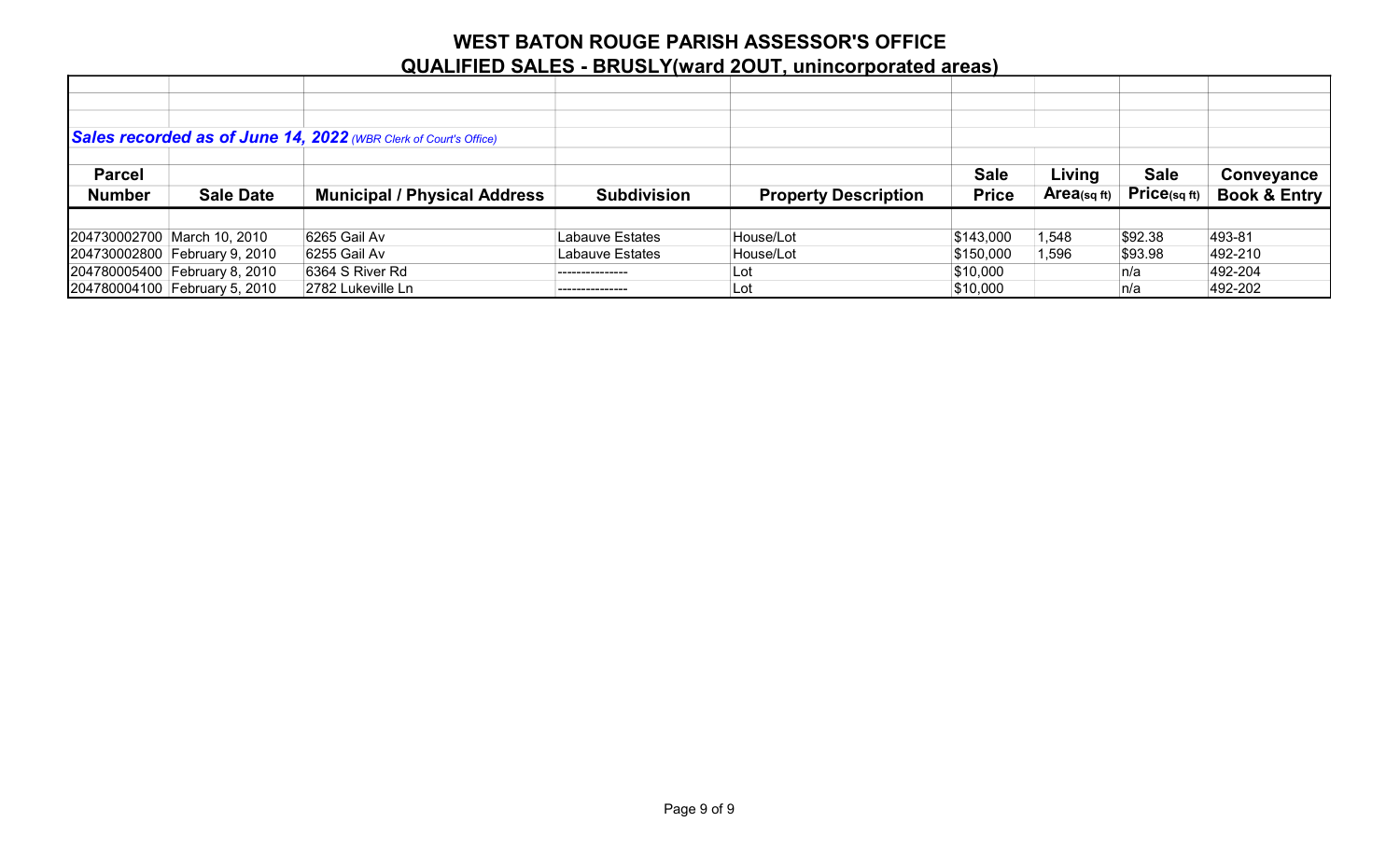# WEST BATON ROUGE PARISH ASSESSOR'S OFFICE

## QUALIFIED SALES - BRUSLY(ward 2OUT, unincorporated areas)

***Sales recorded as of June 14, 2022*** *(WBR Clerk of Court's Office)*

| Parcel Number | Sale Date | Municipal / Physical Address | Subdivision | Property Description | Sale Price | Living Area(sq ft) | Sale Price(sq ft) | Conveyance Book & Entry |
|---|---|---|---|---|---|---|---|---|
| 204730002700 | March 10, 2010 | 6265 Gail Av | Labauve Estates | House/Lot | $143,000 | 1,548 | $92.38 | 493-81 |
| 204730002800 | February 9, 2010 | 6255 Gail Av | Labauve Estates | House/Lot | $150,000 | 1,596 | $93.98 | 492-210 |
| 204780005400 | February 8, 2010 | 6364 S River Rd | --------------- | Lot | $10,000 | | n/a | 492-204 |
| 204780004100 | February 5, 2010 | 2782 Lukeville Ln | --------------- | Lot | $10,000 | | n/a | 492-202 |